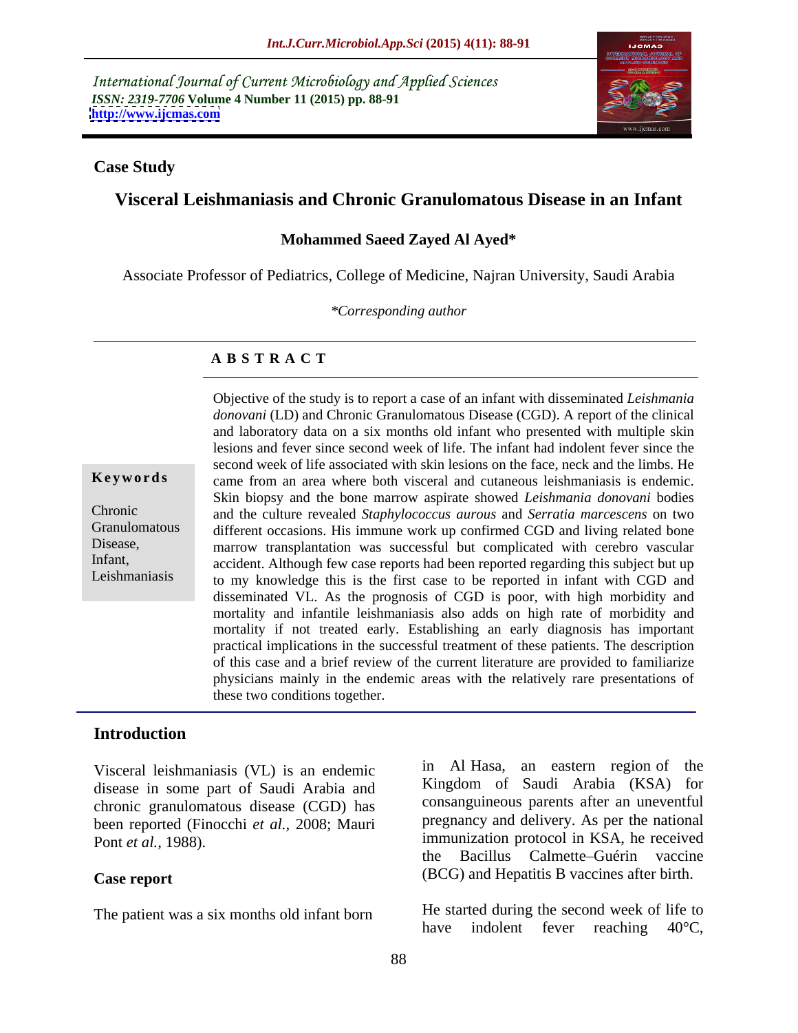International Journal of Current Microbiology and Applied Sciences
*ISSN: 2319-7706* **Volume 4 Number 11 (2015) pp. 88-91**
**http://www.ijcmas.com**

**Case Study**

# Visceral Leishmaniasis and Chronic Granulomatous Disease in an Infant

**Mohammed Saeed Zayed Al Ayed***

Associate Professor of Pediatrics, College of Medicine, Najran University, Saudi Arabia

*\*Corresponding author*

## A B S T R A C T

**Keywords**

Chronic Granulomatous Disease, Infant, Leishmaniasis

Objective of the study is to report a case of an infant with disseminated *Leishmania donovani* (LD) and Chronic Granulomatous Disease (CGD). A report of the clinical and laboratory data on a six months old infant who presented with multiple skin lesions and fever since second week of life. The infant had indolent fever since the second week of life associated with skin lesions on the face, neck and the limbs. He came from an area where both visceral and cutaneous leishmaniasis is endemic. Skin biopsy and the bone marrow aspirate showed *Leishmania donovani* bodies and the culture revealed *Staphylococcus aurous* and *Serratia marcescens* on two different occasions. His immune work up confirmed CGD and living related bone marrow transplantation was successful but complicated with cerebro vascular accident. Although few case reports had been reported regarding this subject but up to my knowledge this is the first case to be reported in infant with CGD and disseminated VL. As the prognosis of CGD is poor, with high morbidity and mortality and infantile leishmaniasis also adds on high rate of morbidity and mortality if not treated early. Establishing an early diagnosis has important practical implications in the successful treatment of these patients. The description of this case and a brief review of the current literature are provided to familiarize physicians mainly in the endemic areas with the relatively rare presentations of these two conditions together.

## Introduction

Visceral leishmaniasis (VL) is an endemic disease in some part of Saudi Arabia and chronic granulomatous disease (CGD) has been reported (Finocchi *et al.*, 2008; Mauri Pont *et al.*, 1988).

## Case report

The patient was a six months old infant born in Al Hasa, an eastern region of the Kingdom of Saudi Arabia (KSA) for consanguineous parents after an uneventful pregnancy and delivery. As per the national immunization protocol in KSA, he received the Bacillus Calmette–Guérin vaccine (BCG) and Hepatitis B vaccines after birth.

He started during the second week of life to have indolent fever reaching 40°C,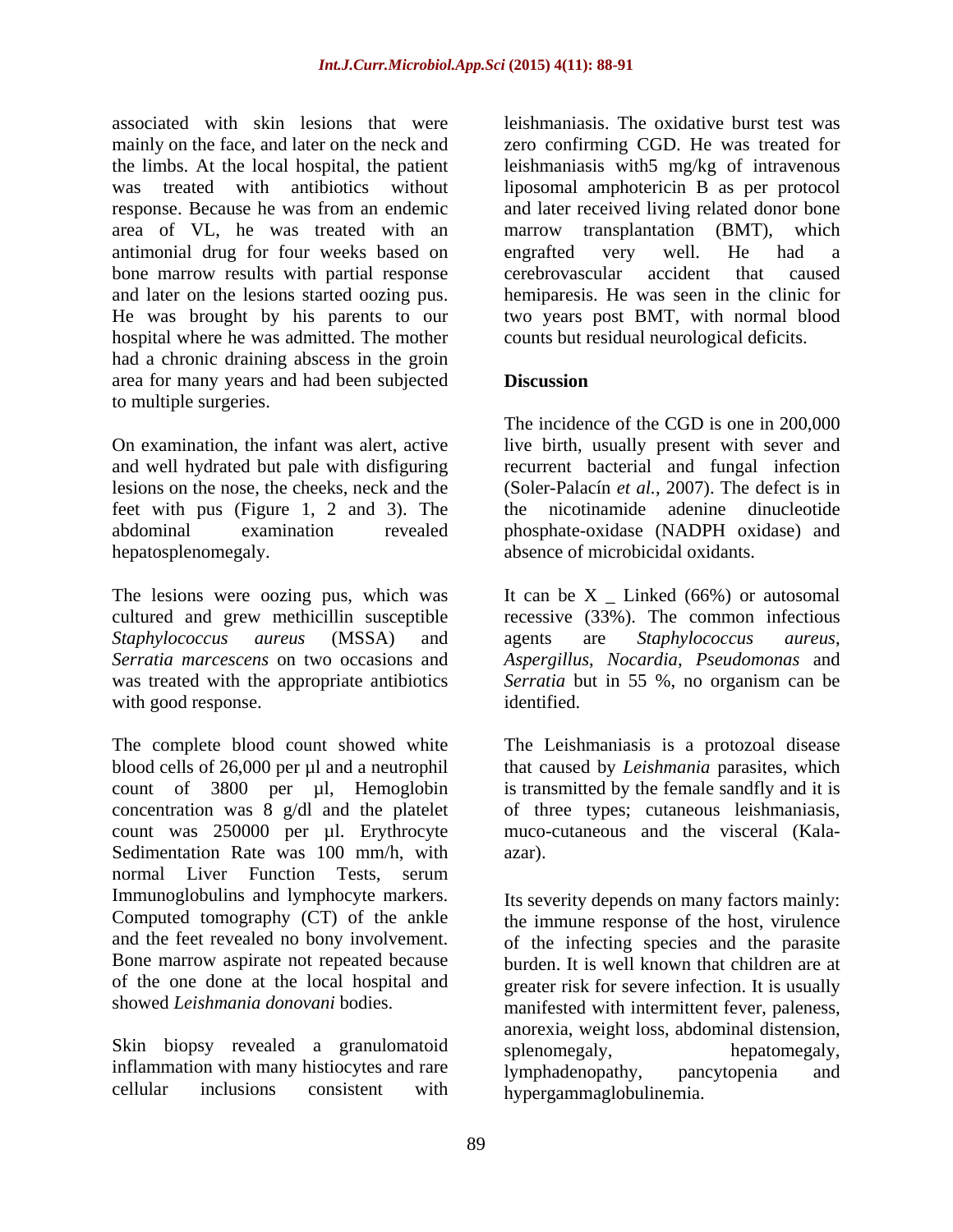associated with skin lesions that were mainly on the face, and later on the neck and the limbs. At the local hospital, the patient was treated with antibiotics without response. Because he was from an endemic area of VL, he was treated with an antimonial drug for four weeks based on bone marrow results with partial response and later on the lesions started oozing pus. He was brought by his parents to our hospital where he was admitted. The mother had a chronic draining abscess in the groin area for many years and had been subjected to multiple surgeries.

On examination, the infant was alert, active and well hydrated but pale with disfiguring lesions on the nose, the cheeks, neck and the feet with pus (Figure 1, 2 and 3). The abdominal examination revealed hepatosplenomegaly.

The lesions were oozing pus, which was cultured and grew methicillin susceptible *Staphylococcus aureus* (MSSA) and *Serratia marcescens* on two occasions and was treated with the appropriate antibiotics with good response.

The complete blood count showed white blood cells of 26,000 per µl and a neutrophil count of 3800 per µl, Hemoglobin concentration was 8 g/dl and the platelet count was 250000 per µl. Erythrocyte Sedimentation Rate was 100 mm/h, with normal Liver Function Tests, serum Immunoglobulins and lymphocyte markers. Computed tomography (CT) of the ankle and the feet revealed no bony involvement. Bone marrow aspirate not repeated because of the one done at the local hospital and showed *Leishmania donovani* bodies.

Skin biopsy revealed a granulomatoid inflammation with many histiocytes and rare cellular inclusions consistent with leishmaniasis. The oxidative burst test was zero confirming CGD. He was treated for leishmaniasis with5 mg/kg of intravenous liposomal amphotericin B as per protocol and later received living related donor bone marrow transplantation (BMT), which engrafted very well. He had a cerebrovascular accident that caused hemiparesis. He was seen in the clinic for two years post BMT, with normal blood counts but residual neurological deficits.

## Discussion

The incidence of the CGD is one in 200,000 live birth, usually present with sever and recurrent bacterial and fungal infection (Soler-Palacín *et al.*, 2007). The defect is in the nicotinamide adenine dinucleotide phosphate-oxidase (NADPH oxidase) and absence of microbicidal oxidants.

It can be X _ Linked (66%) or autosomal recessive (33%). The common infectious agents are *Staphylococcus aureus*, *Aspergillus*, *Nocardia*, *Pseudomonas* and *Serratia* but in 55 %, no organism can be identified.

The Leishmaniasis is a protozoal disease that caused by *Leishmania* parasites, which is transmitted by the female sandfly and it is of three types; cutaneous leishmaniasis, muco-cutaneous and the visceral (Kala-azar).

Its severity depends on many factors mainly: the immune response of the host, virulence of the infecting species and the parasite burden. It is well known that children are at greater risk for severe infection. It is usually manifested with intermittent fever, paleness, anorexia, weight loss, abdominal distension, splenomegaly, hepatomegaly, lymphadenopathy, pancytopenia and hypergammaglobulinemia.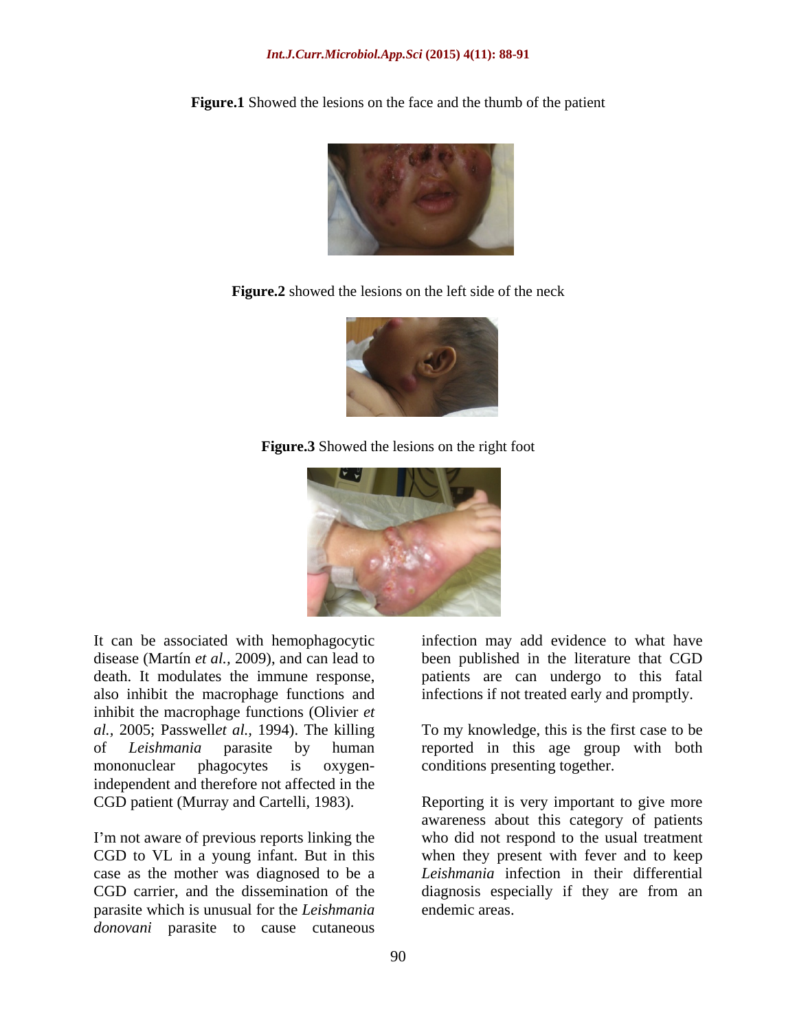**Figure.1** Showed the lesions on the face and the thumb of the patient

**Figure.2** showed the lesions on the left side of the neck

**Figure.3** Showed the lesions on the right foot

It can be associated with hemophagocytic disease (Martín *et al.,* 2009), and can lead to death. It modulates the immune response, also inhibit the macrophage functions and inhibit the macrophage functions (Olivier *et al.,* 2005; Passwell*et al.,* 1994). The killing of *Leishmania* parasite by human mononuclear phagocytes is oxygen-independent and therefore not affected in the CGD patient (Murray and Cartelli, 1983).

I'm not aware of previous reports linking the CGD to VL in a young infant. But in this case as the mother was diagnosed to be a CGD carrier, and the dissemination of the parasite which is unusual for the *Leishmania donovani* parasite to cause cutaneous infection may add evidence to what have been published in the literature that CGD patients are can undergo to this fatal infections if not treated early and promptly.

To my knowledge, this is the first case to be reported in this age group with both conditions presenting together.

Reporting it is very important to give more awareness about this category of patients who did not respond to the usual treatment when they present with fever and to keep *Leishmania* infection in their differential diagnosis especially if they are from an endemic areas.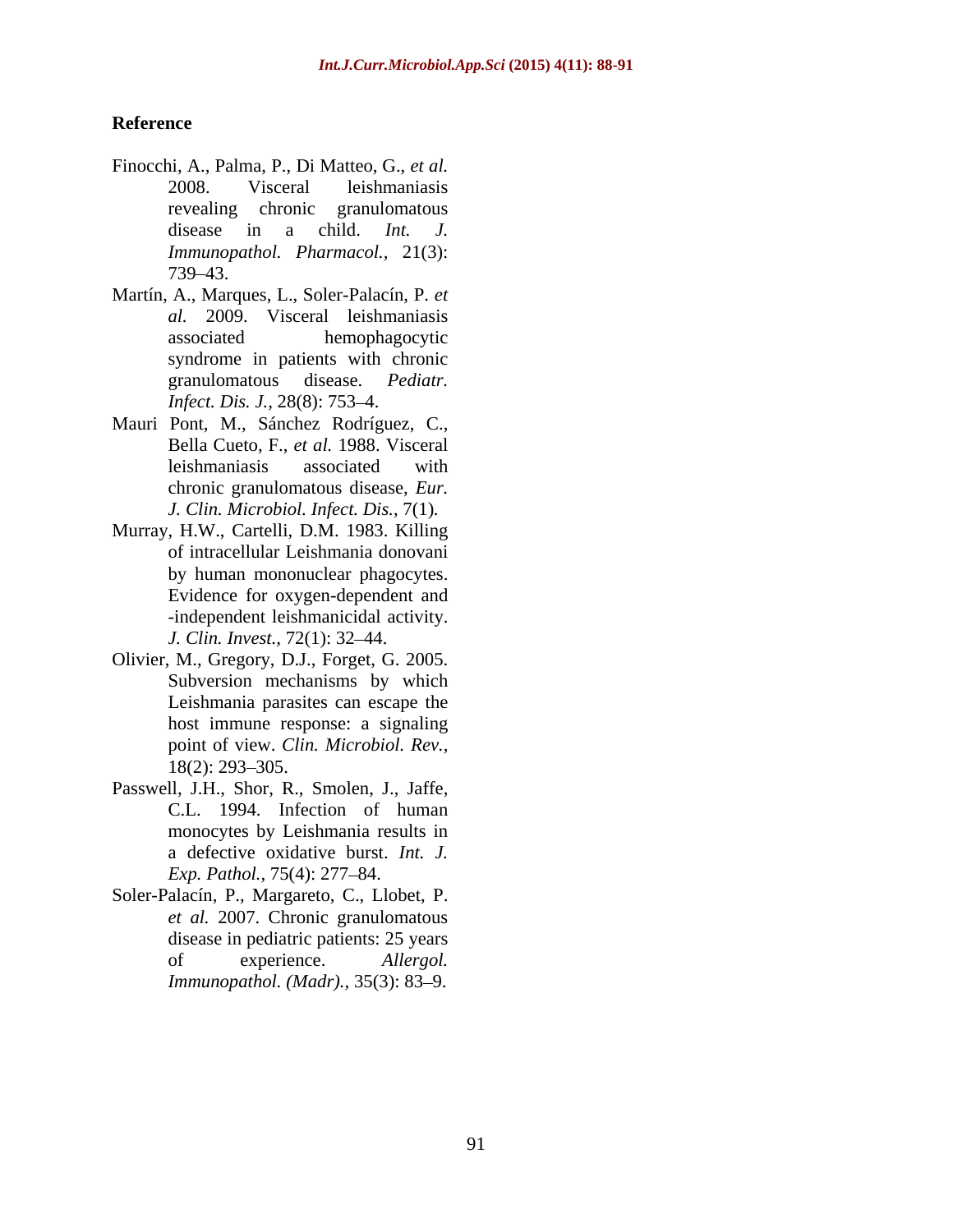## Reference

Finocchi, A., Palma, P., Di Matteo, G., *et al.* 2008. Visceral leishmaniasis revealing chronic granulomatous disease in a child. *Int. J. Immunopathol. Pharmacol.,* 21(3): 739–43.

Martín, A., Marques, L., Soler-Palacín, P. *et al.* 2009. Visceral leishmaniasis associated hemophagocytic syndrome in patients with chronic granulomatous disease. *Pediatr. Infect. Dis. J.,* 28(8): 753–4.

Mauri Pont, M., Sánchez Rodríguez, C., Bella Cueto, F., *et al.* 1988. Visceral leishmaniasis associated with chronic granulomatous disease, *Eur. J. Clin. Microbiol. Infect. Dis.,* 7(1).

Murray, H.W., Cartelli, D.M. 1983. Killing of intracellular Leishmania donovani by human mononuclear phagocytes. Evidence for oxygen-dependent and -independent leishmanicidal activity. *J. Clin. Invest.,* 72(1): 32–44.

Olivier, M., Gregory, D.J., Forget, G. 2005. Subversion mechanisms by which Leishmania parasites can escape the host immune response: a signaling point of view. *Clin. Microbiol. Rev.,* 18(2): 293–305.

Passwell, J.H., Shor, R., Smolen, J., Jaffe, C.L. 1994. Infection of human monocytes by Leishmania results in a defective oxidative burst. *Int. J. Exp. Pathol.,* 75(4): 277–84.

Soler-Palacín, P., Margareto, C., Llobet, P. *et al.* 2007. Chronic granulomatous disease in pediatric patients: 25 years of experience. *Allergol. Immunopathol. (Madr).,* 35(3): 83–9.